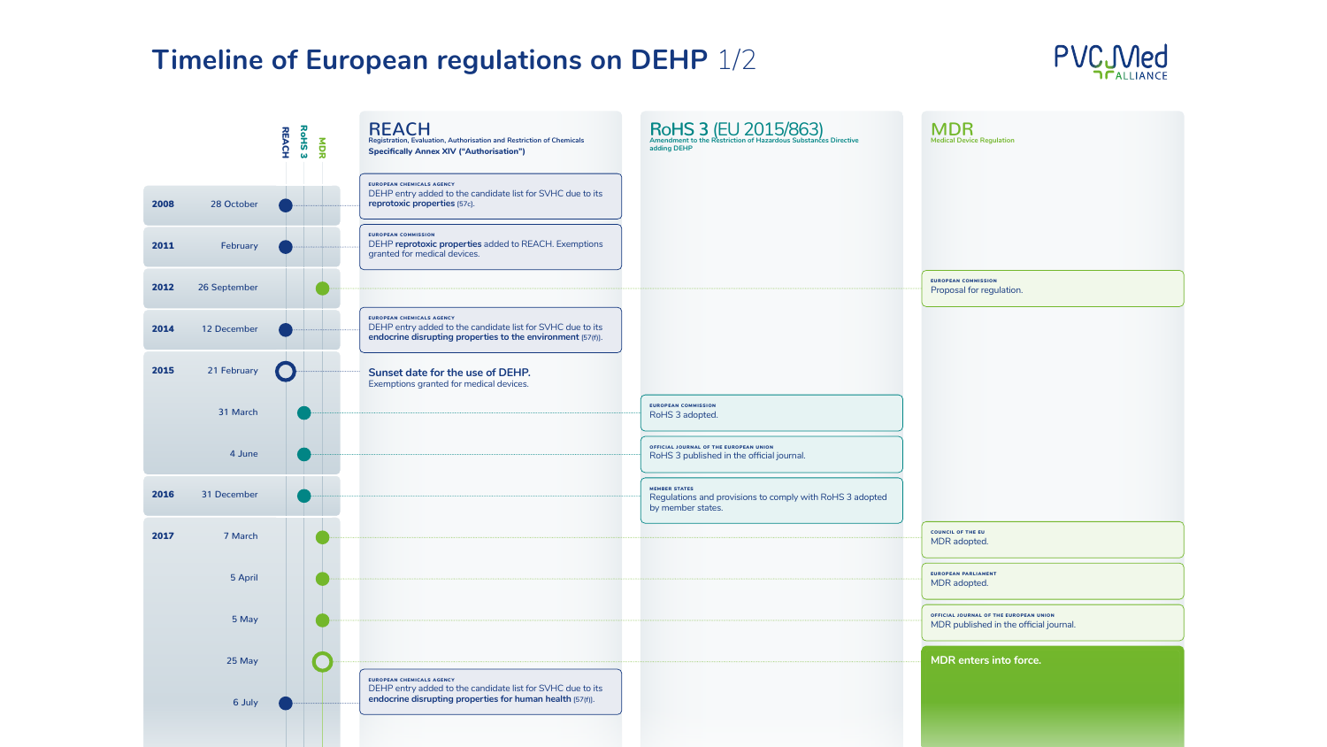# Timeline of European regulations on DEHP 1/2

| Year | Date | REACH (Registration, Evaluation, Authorisation and Restriction of Chemicals — Specifically Annex XIV ("Authorisation")) | RoHS 3 (EU 2015/863) (Amendment to the Restriction of Hazardous Substances Directive adding DEHP) | MDR (Medical Device Regulation) |
| --- | --- | --- | --- | --- |
| 2008 | 28 October | EUROPEAN CHEMICALS AGENCY: DEHP entry added to the candidate list for SVHC due to its **reprotoxic properties** (57c). | | |
| 2011 | February | EUROPEAN COMMISSION: DEHP **reprotoxic properties** added to REACH. Exemptions granted for medical devices. | | |
| 2012 | 26 September | | | EUROPEAN COMMISSION: Proposal for regulation. |
| 2014 | 12 December | EUROPEAN CHEMICALS AGENCY: DEHP entry added to the candidate list for SVHC due to its **endocrine disrupting properties to the environment** (57(f)). | | |
| 2015 | 21 February | **Sunset date for the use of DEHP.** Exemptions granted for medical devices. | | |
| | 31 March | | EUROPEAN COMMISSION: RoHS 3 adopted. | |
| | 4 June | | OFFICIAL JOURNAL OF THE EUROPEAN UNION: RoHS 3 published in the official journal. | |
| 2016 | 31 December | | MEMBER STATES: Regulations and provisions to comply with RoHS 3 adopted by member states. | |
| 2017 | 7 March | | | COUNCIL OF THE EU: MDR adopted. |
| | 5 April | | | EUROPEAN PARLIAMENT: MDR adopted. |
| | 5 May | | | OFFICIAL JOURNAL OF THE EUROPEAN UNION: MDR published in the official journal. |
| | 25 May | | | **MDR enters into force.** |
| | 6 July | EUROPEAN CHEMICALS AGENCY: DEHP entry added to the candidate list for SVHC due to its **endocrine disrupting properties for human health** (57(f)). | | |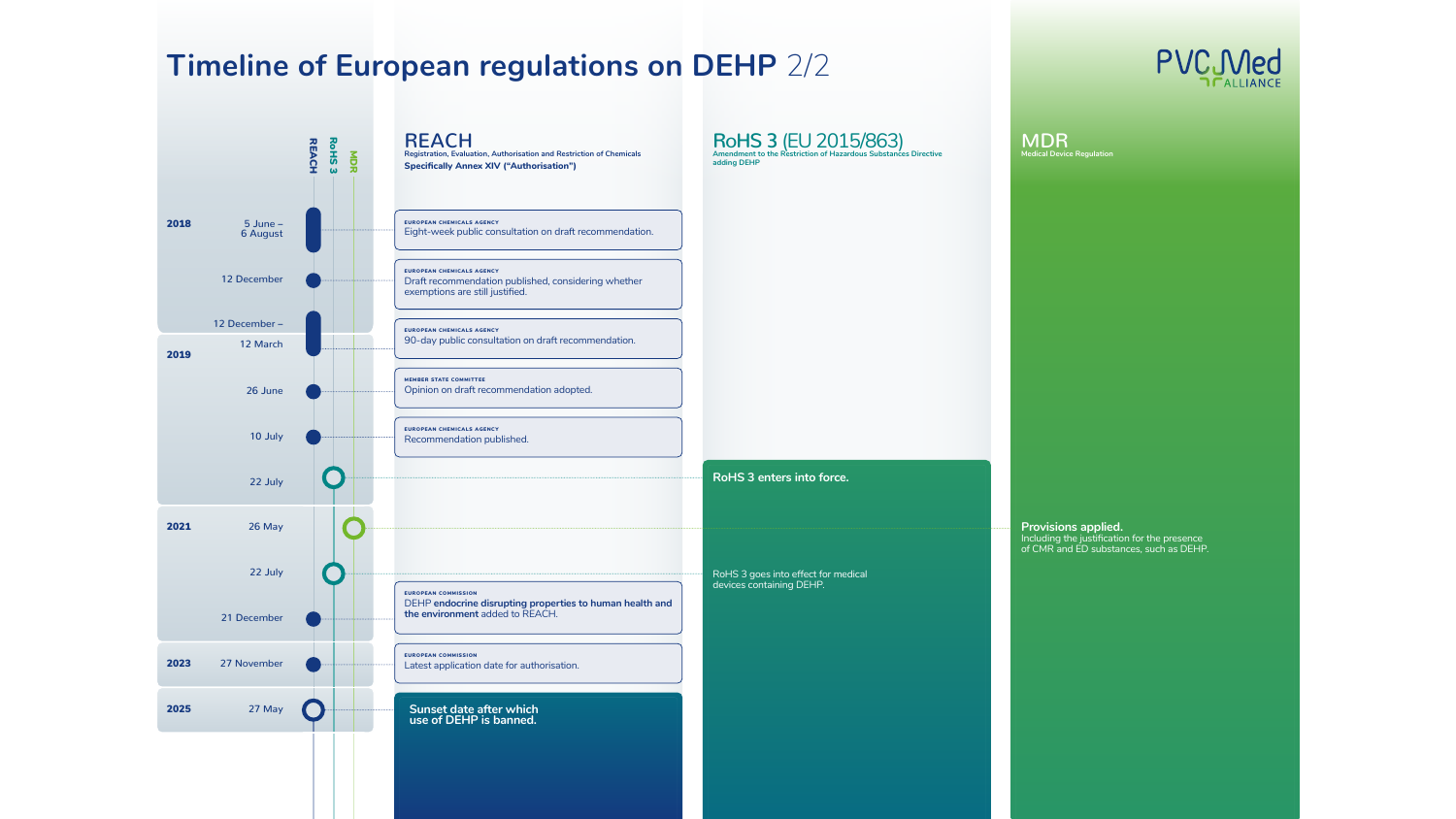# Timeline of European regulations on DEHP 2/2

PVC Med ALLIANCE

## REACH

Registration, Evaluation, Authorisation and Restriction of Chemicals

**Specifically Annex XIV ("Authorisation")**

## RoHS 3 (EU 2015/863)

Amendment to the Restriction of Hazardous Substances Directive adding DEHP

## MDR

Medical Device Regulation

### 2018

**5 June – 6 August** (REACH)
EUROPEAN CHEMICALS AGENCY
Eight-week public consultation on draft recommendation.

**12 December** (REACH)
EUROPEAN CHEMICALS AGENCY
Draft recommendation published, considering whether exemptions are still justified.

**12 December – 12 March** (REACH)
EUROPEAN CHEMICALS AGENCY
90-day public consultation on draft recommendation.

### 2019

**26 June** (REACH)
MEMBER STATE COMMITTEE
Opinion on draft recommendation adopted.

**10 July** (REACH)
EUROPEAN CHEMICALS AGENCY
Recommendation published.

**22 July** (RoHS 3)
RoHS 3 enters into force.

### 2021

**26 May** (MDR)
**Provisions applied.**
Including the justification for the presence of CMR and ED substances, such as DEHP.

**22 July** (RoHS 3)
RoHS 3 goes into effect for medical devices containing DEHP.

**21 December** (REACH)
EUROPEAN COMMISSION
DEHP **endocrine disrupting properties to human health and the environment** added to REACH.

### 2023

**27 November** (REACH)
EUROPEAN COMMISSION
Latest application date for authorisation.

### 2025

**27 May** (REACH)
Sunset date after which use of DEHP is banned.